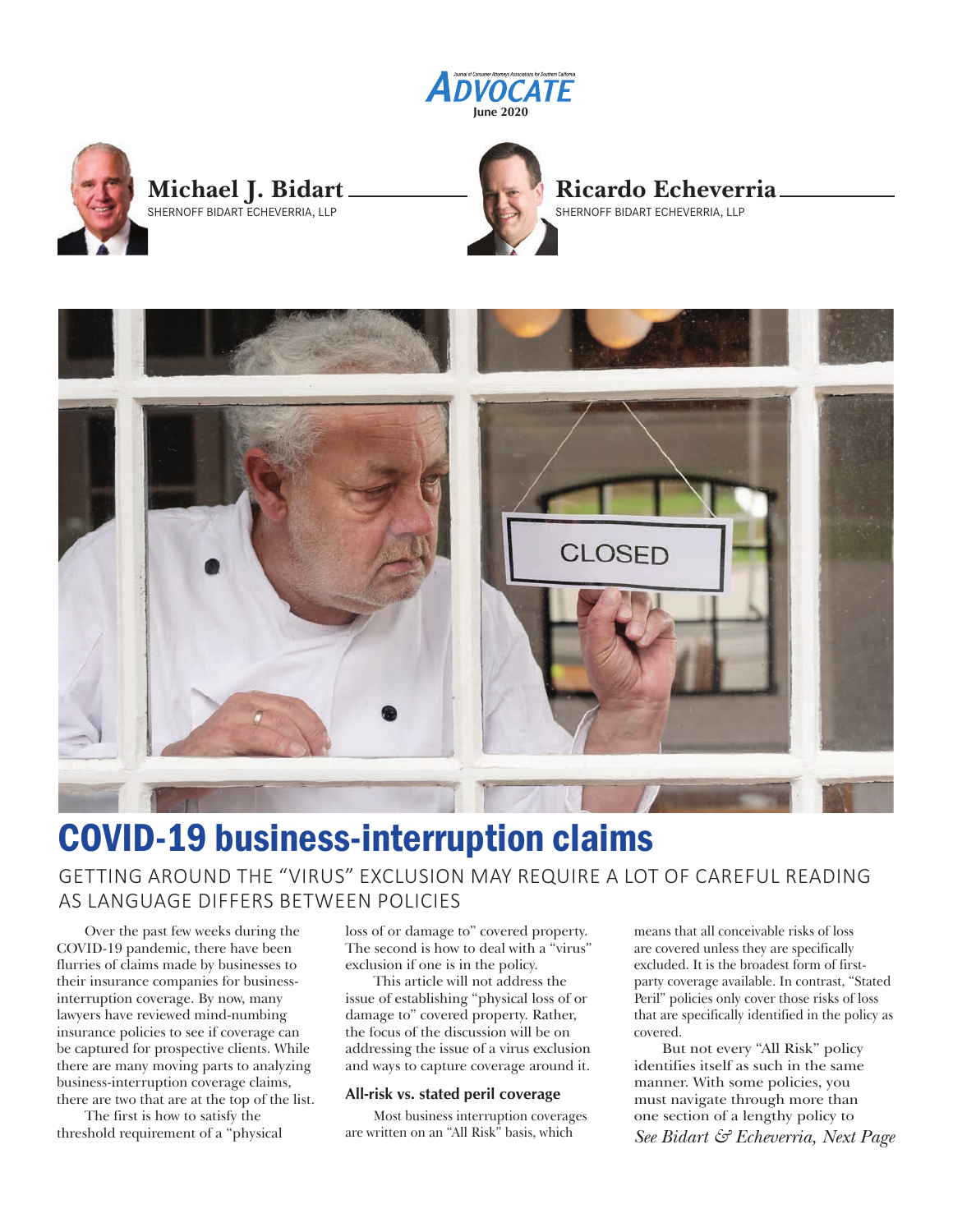Michael J. Bidart
SHERNOFF BIDART ECHEVERRIA, LLP

Ricardo Echeverria
SHERNOFF BIDART ECHEVERRIA, LLP

# COVID-19 business-interruption claims

## GETTING AROUND THE "VIRUS" EXCLUSION MAY REQUIRE A LOT OF CAREFUL READING AS LANGUAGE DIFFERS BETWEEN POLICIES

Over the past few weeks during the COVID-19 pandemic, there have been flurries of claims made by businesses to their insurance companies for business-interruption coverage. By now, many lawyers have reviewed mind-numbing insurance policies to see if coverage can be captured for prospective clients. While there are many moving parts to analyzing business-interruption coverage claims, there are two that are at the top of the list.

The first is how to satisfy the threshold requirement of a "physical loss of or damage to" covered property. The second is how to deal with a "virus" exclusion if one is in the policy.

This article will not address the issue of establishing "physical loss of or damage to" covered property. Rather, the focus of the discussion will be on addressing the issue of a virus exclusion and ways to capture coverage around it.

### All-risk vs. stated peril coverage

Most business interruption coverages are written on an "All Risk" basis, which means that all conceivable risks of loss are covered unless they are specifically excluded. It is the broadest form of first-party coverage available. In contrast, "Stated Peril" policies only cover those risks of loss that are specifically identified in the policy as covered.

But not every "All Risk" policy identifies itself as such in the same manner. With some policies, you must navigate through more than one section of a lengthy policy to

*See Bidart & Echeverria, Next Page*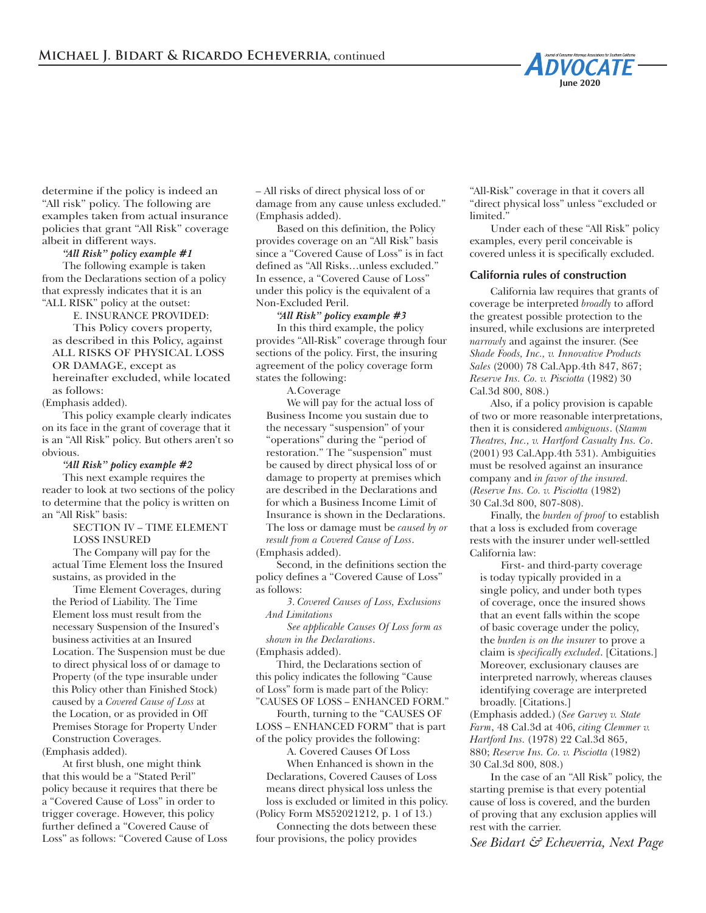determine if the policy is indeed an "All risk" policy. The following are examples taken from actual insurance policies that grant "All Risk" coverage albeit in different ways.

***"All Risk" policy example #1***

The following example is taken from the Declarations section of a policy that expressly indicates that it is an "ALL RISK" policy at the outset:

> E. INSURANCE PROVIDED:
>
> This Policy covers property, as described in this Policy, against ALL RISKS OF PHYSICAL LOSS OR DAMAGE, except as hereinafter excluded, while located as follows:

(Emphasis added).

This policy example clearly indicates on its face in the grant of coverage that it is an "All Risk" policy. But others aren't so obvious.

***"All Risk" policy example #2***

This next example requires the reader to look at two sections of the policy to determine that the policy is written on an "All Risk" basis:

> SECTION IV – TIME ELEMENT LOSS INSURED
>
> The Company will pay for the actual Time Element loss the Insured sustains, as provided in the
>
> Time Element Coverages, during the Period of Liability. The Time Element loss must result from the necessary Suspension of the Insured's business activities at an Insured Location. The Suspension must be due to direct physical loss of or damage to Property (of the type insurable under this Policy other than Finished Stock) caused by a *Covered Cause of Loss* at the Location, or as provided in Off Premises Storage for Property Under Construction Coverages.

(Emphasis added).

At first blush, one might think that this would be a "Stated Peril" policy because it requires that there be a "Covered Cause of Loss" in order to trigger coverage. However, this policy further defined a "Covered Cause of Loss" as follows: "Covered Cause of Loss – All risks of direct physical loss of or damage from any cause unless excluded." (Emphasis added).

Based on this definition, the Policy provides coverage on an "All Risk" basis since a "Covered Cause of Loss" is in fact defined as "All Risks…unless excluded." In essence, a "Covered Cause of Loss" under this policy is the equivalent of a Non-Excluded Peril.

***"All Risk" policy example #3***

In this third example, the policy provides "All-Risk" coverage through four sections of the policy. First, the insuring agreement of the policy coverage form states the following:

> A. Coverage
>
> We will pay for the actual loss of Business Income you sustain due to the necessary "suspension" of your "operations" during the "period of restoration." The "suspension" must be caused by direct physical loss of or damage to property at premises which are described in the Declarations and for which a Business Income Limit of Insurance is shown in the Declarations. The loss or damage must be *caused by or result from a Covered Cause of Loss*.

(Emphasis added).

Second, in the definitions section the policy defines a "Covered Cause of Loss" as follows:

> *3. Covered Causes of Loss, Exclusions And Limitations*
>
> *See applicable Causes Of Loss form as shown in the Declarations*.

(Emphasis added).

Third, the Declarations section of this policy indicates the following "Cause of Loss" form is made part of the Policy: "CAUSES OF LOSS – ENHANCED FORM."

Fourth, turning to the "CAUSES OF LOSS – ENHANCED FORM" that is part of the policy provides the following:

> A. Covered Causes Of Loss
>
> When Enhanced is shown in the Declarations, Covered Causes of Loss means direct physical loss unless the loss is excluded or limited in this policy.

(Policy Form MS52021212, p. 1 of 13.)

Connecting the dots between these four provisions, the policy provides "All-Risk" coverage in that it covers all "direct physical loss" unless "excluded or limited."

Under each of these "All Risk" policy examples, every peril conceivable is covered unless it is specifically excluded.

## California rules of construction

California law requires that grants of coverage be interpreted *broadly* to afford the greatest possible protection to the insured, while exclusions are interpreted *narrowly* and against the insurer. (See *Shade Foods, Inc., v. Innovative Products Sales* (2000) 78 Cal.App.4th 847, 867; *Reserve Ins. Co. v. Pisciotta* (1982) 30 Cal.3d 800, 808.)

Also, if a policy provision is capable of two or more reasonable interpretations, then it is considered *ambiguous*. (*Stamm Theatres, Inc., v. Hartford Casualty Ins. Co*. (2001) 93 Cal.App.4th 531). Ambiguities must be resolved against an insurance company and *in favor of the insured.* (*Reserve Ins. Co. v. Pisciotta* (1982) 30 Cal.3d 800, 807-808).

Finally, the *burden of proof* to establish that a loss is excluded from coverage rests with the insurer under well-settled California law:

> First- and third-party coverage is today typically provided in a single policy, and under both types of coverage, once the insured shows that an event falls within the scope of basic coverage under the policy, the *burden is on the insurer* to prove a claim is *specifically excluded*. [Citations.] Moreover, exclusionary clauses are interpreted narrowly, whereas clauses identifying coverage are interpreted broadly. [Citations.]

(Emphasis added.) (*See Garvey v. State Farm*, 48 Cal.3d at 406, *citing Clemmer v. Hartford Ins.* (1978) 22 Cal.3d 865, 880; *Reserve Ins. Co. v. Pisciotta* (1982) 30 Cal.3d 800, 808.)

In the case of an "All Risk" policy, the starting premise is that every potential cause of loss is covered, and the burden of proving that any exclusion applies will rest with the carrier.

*See Bidart & Echeverria, Next Page*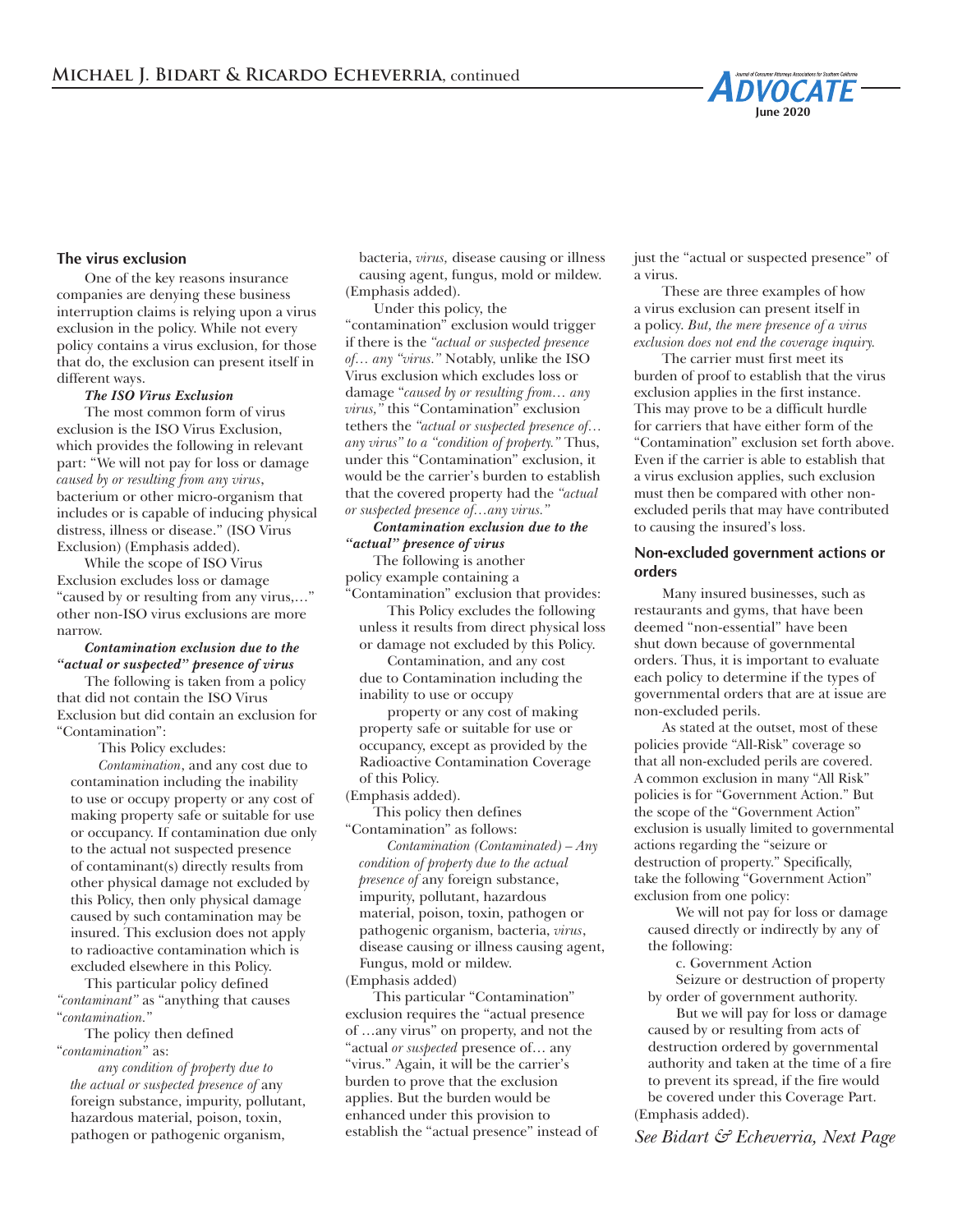## The virus exclusion

One of the key reasons insurance companies are denying these business interruption claims is relying upon a virus exclusion in the policy. While not every policy contains a virus exclusion, for those that do, the exclusion can present itself in different ways.

***The ISO Virus Exclusion***

The most common form of virus exclusion is the ISO Virus Exclusion, which provides the following in relevant part: "We will not pay for loss or damage *caused by or resulting from any virus*, bacterium or other micro-organism that includes or is capable of inducing physical distress, illness or disease." (ISO Virus Exclusion) (Emphasis added).

While the scope of ISO Virus Exclusion excludes loss or damage "caused by or resulting from any virus,…" other non-ISO virus exclusions are more narrow.

***Contamination exclusion due to the "actual or suspected" presence of virus***

The following is taken from a policy that did not contain the ISO Virus Exclusion but did contain an exclusion for "Contamination":

> This Policy excludes:
>
> *Contamination*, and any cost due to contamination including the inability to use or occupy property or any cost of making property safe or suitable for use or occupancy. If contamination due only to the actual not suspected presence of contaminant(s) directly results from other physical damage not excluded by this Policy, then only physical damage caused by such contamination may be insured. This exclusion does not apply to radioactive contamination which is excluded elsewhere in this Policy.

This particular policy defined *"contaminant"* as "anything that causes "*contamination."*

The policy then defined "*contamination*" as:

> *any condition of property due to the actual or suspected presence of* any foreign substance, impurity, pollutant, hazardous material, poison, toxin, pathogen or pathogenic organism, bacteria, *virus*, disease causing or illness causing agent, fungus, mold or mildew. (Emphasis added).

Under this policy, the "contamination" exclusion would trigger if there is the *"actual or suspected presence of… any "virus."* Notably, unlike the ISO Virus exclusion which excludes loss or damage "*caused by or resulting from… any virus,"* this "Contamination" exclusion tethers the *"actual or suspected presence of… any virus" to a "condition of property."* Thus, under this "Contamination" exclusion, it would be the carrier's burden to establish that the covered property had the *"actual or suspected presence of…any virus."*

***Contamination exclusion due to the "actual" presence of virus***

The following is another policy example containing a "Contamination" exclusion that provides:

> This Policy excludes the following unless it results from direct physical loss or damage not excluded by this Policy.
>
> Contamination, and any cost due to Contamination including the inability to use or occupy property or any cost of making property safe or suitable for use or occupancy, except as provided by the Radioactive Contamination Coverage of this Policy.

(Emphasis added).

This policy then defines "Contamination" as follows:

> *Contamination (Contaminated) – Any condition of property due to the actual presence of* any foreign substance, impurity, pollutant, hazardous material, poison, toxin, pathogen or pathogenic organism, bacteria, *virus*, disease causing or illness causing agent, Fungus, mold or mildew.

(Emphasis added)

This particular "Contamination" exclusion requires the "actual presence of …any virus" on property, and not the "actual *or suspected* presence of… any "virus." Again, it will be the carrier's burden to prove that the exclusion applies. But the burden would be enhanced under this provision to establish the "actual presence" instead of just the "actual or suspected presence" of a virus.

These are three examples of how a virus exclusion can present itself in a policy. *But, the mere presence of a virus exclusion does not end the coverage inquiry.*

The carrier must first meet its burden of proof to establish that the virus exclusion applies in the first instance. This may prove to be a difficult hurdle for carriers that have either form of the "Contamination" exclusion set forth above. Even if the carrier is able to establish that a virus exclusion applies, such exclusion must then be compared with other non-excluded perils that may have contributed to causing the insured's loss.

## Non-excluded government actions or orders

Many insured businesses, such as restaurants and gyms, that have been deemed "non-essential" have been shut down because of governmental orders. Thus, it is important to evaluate each policy to determine if the types of governmental orders that are at issue are non-excluded perils.

As stated at the outset, most of these policies provide "All-Risk" coverage so that all non-excluded perils are covered. A common exclusion in many "All Risk" policies is for "Government Action." But the scope of the "Government Action" exclusion is usually limited to governmental actions regarding the "seizure or destruction of property." Specifically, take the following "Government Action" exclusion from one policy:

> We will not pay for loss or damage caused directly or indirectly by any of the following:
>
> c. Government Action
>
> Seizure or destruction of property by order of government authority.
>
> But we will pay for loss or damage caused by or resulting from acts of destruction ordered by governmental authority and taken at the time of a fire to prevent its spread, if the fire would be covered under this Coverage Part.

(Emphasis added).

*See Bidart & Echeverria, Next Page*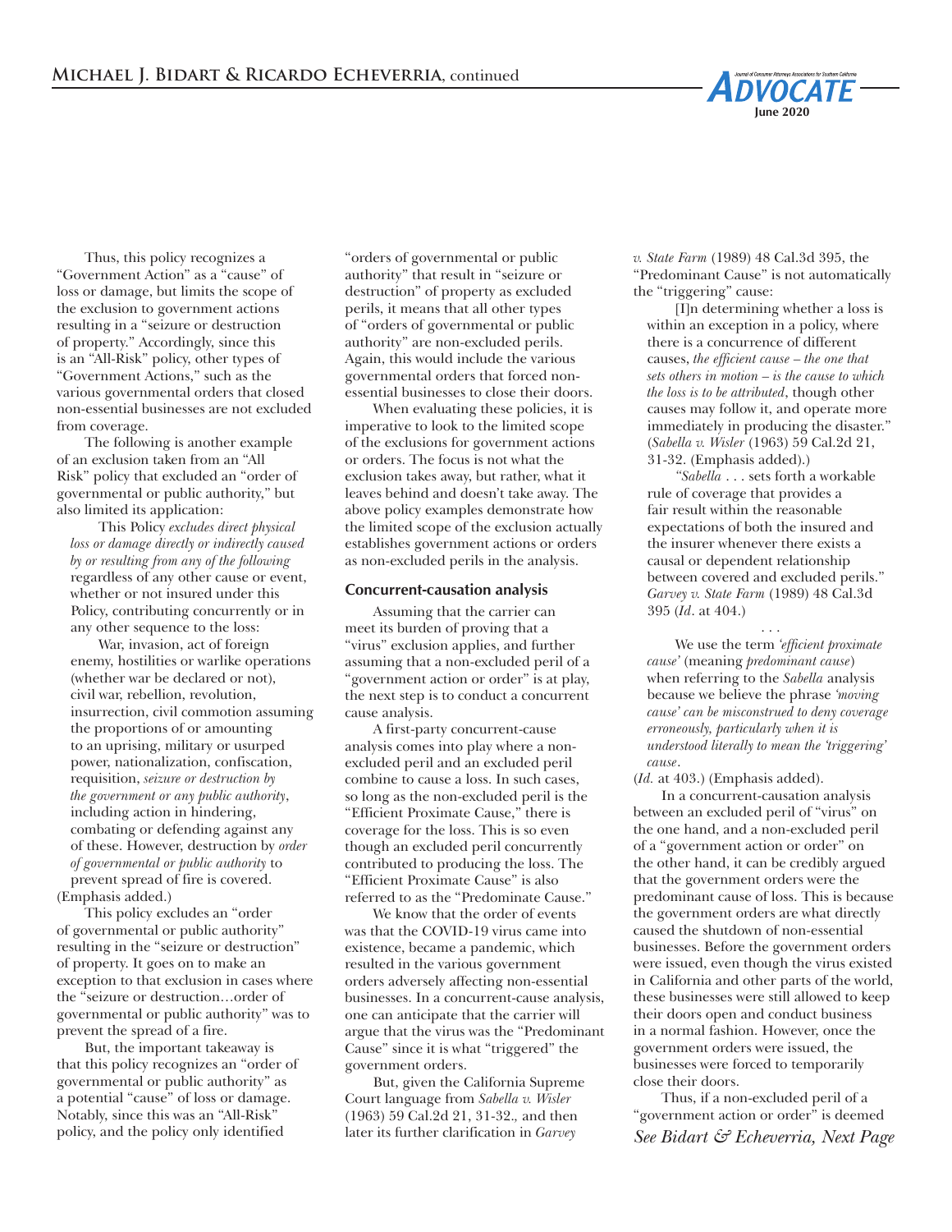Thus, this policy recognizes a "Government Action" as a "cause" of loss or damage, but limits the scope of the exclusion to government actions resulting in a "seizure or destruction of property." Accordingly, since this is an "All-Risk" policy, other types of "Government Actions," such as the various governmental orders that closed non-essential businesses are not excluded from coverage.

The following is another example of an exclusion taken from an "All Risk" policy that excluded an "order of governmental or public authority," but also limited its application:

> This Policy *excludes direct physical loss or damage directly or indirectly caused by or resulting from any of the following* regardless of any other cause or event, whether or not insured under this Policy, contributing concurrently or in any other sequence to the loss:
>
> War, invasion, act of foreign enemy, hostilities or warlike operations (whether war be declared or not), civil war, rebellion, revolution, insurrection, civil commotion assuming the proportions of or amounting to an uprising, military or usurped power, nationalization, confiscation, requisition, *seizure or destruction by the government or any public authority*, including action in hindering, combating or defending against any of these. However, destruction by *order of governmental or public authority* to prevent spread of fire is covered.

(Emphasis added.)

This policy excludes an "order of governmental or public authority" resulting in the "seizure or destruction" of property. It goes on to make an exception to that exclusion in cases where the "seizure or destruction…order of governmental or public authority" was to prevent the spread of a fire.

But, the important takeaway is that this policy recognizes an "order of governmental or public authority" as a potential "cause" of loss or damage. Notably, since this was an "All-Risk" policy, and the policy only identified "orders of governmental or public authority" that result in "seizure or destruction" of property as excluded perils, it means that all other types of "orders of governmental or public authority" are non-excluded perils. Again, this would include the various governmental orders that forced non-essential businesses to close their doors.

When evaluating these policies, it is imperative to look to the limited scope of the exclusions for government actions or orders. The focus is not what the exclusion takes away, but rather, what it leaves behind and doesn't take away. The above policy examples demonstrate how the limited scope of the exclusion actually establishes government actions or orders as non-excluded perils in the analysis.

## Concurrent-causation analysis

Assuming that the carrier can meet its burden of proving that a "virus" exclusion applies, and further assuming that a non-excluded peril of a "government action or order" is at play, the next step is to conduct a concurrent cause analysis.

A first-party concurrent-cause analysis comes into play where a non-excluded peril and an excluded peril combine to cause a loss. In such cases, so long as the non-excluded peril is the "Efficient Proximate Cause," there is coverage for the loss. This is so even though an excluded peril concurrently contributed to producing the loss. The "Efficient Proximate Cause" is also referred to as the "Predominate Cause."

We know that the order of events was that the COVID-19 virus came into existence, became a pandemic, which resulted in the various government orders adversely affecting non-essential businesses. In a concurrent-cause analysis, one can anticipate that the carrier will argue that the virus was the "Predominant Cause" since it is what "triggered" the government orders.

But, given the California Supreme Court language from *Sabella v. Wisler* (1963) 59 Cal.2d 21, 31-32., and then later its further clarification in *Garvey v. State Farm* (1989) 48 Cal.3d 395, the "Predominant Cause" is not automatically the "triggering" cause:

> [I]n determining whether a loss is within an exception in a policy, where there is a concurrence of different causes, *the efficient cause – the one that sets others in motion – is the cause to which the loss is to be attributed*, though other causes may follow it, and operate more immediately in producing the disaster." (*Sabella v. Wisler* (1963) 59 Cal.2d 21, 31-32. (Emphasis added).)
>
> *"Sabella* . . . sets forth a workable rule of coverage that provides a fair result within the reasonable expectations of both the insured and the insurer whenever there exists a causal or dependent relationship between covered and excluded perils." *Garvey v. State Farm* (1989) 48 Cal.3d 395 (*Id*. at 404.)
>
> . . .
>
> We use the term *'efficient proximate cause'* (meaning *predominant cause*) when referring to the *Sabella* analysis because we believe the phrase *'moving cause' can be misconstrued to deny coverage erroneously, particularly when it is understood literally to mean the 'triggering' cause*.

(*Id.* at 403.) (Emphasis added).

In a concurrent-causation analysis between an excluded peril of "virus" on the one hand, and a non-excluded peril of a "government action or order" on the other hand, it can be credibly argued that the government orders were the predominant cause of loss. This is because the government orders are what directly caused the shutdown of non-essential businesses. Before the government orders were issued, even though the virus existed in California and other parts of the world, these businesses were still allowed to keep their doors open and conduct business in a normal fashion. However, once the government orders were issued, the businesses were forced to temporarily close their doors.

Thus, if a non-excluded peril of a "government action or order" is deemed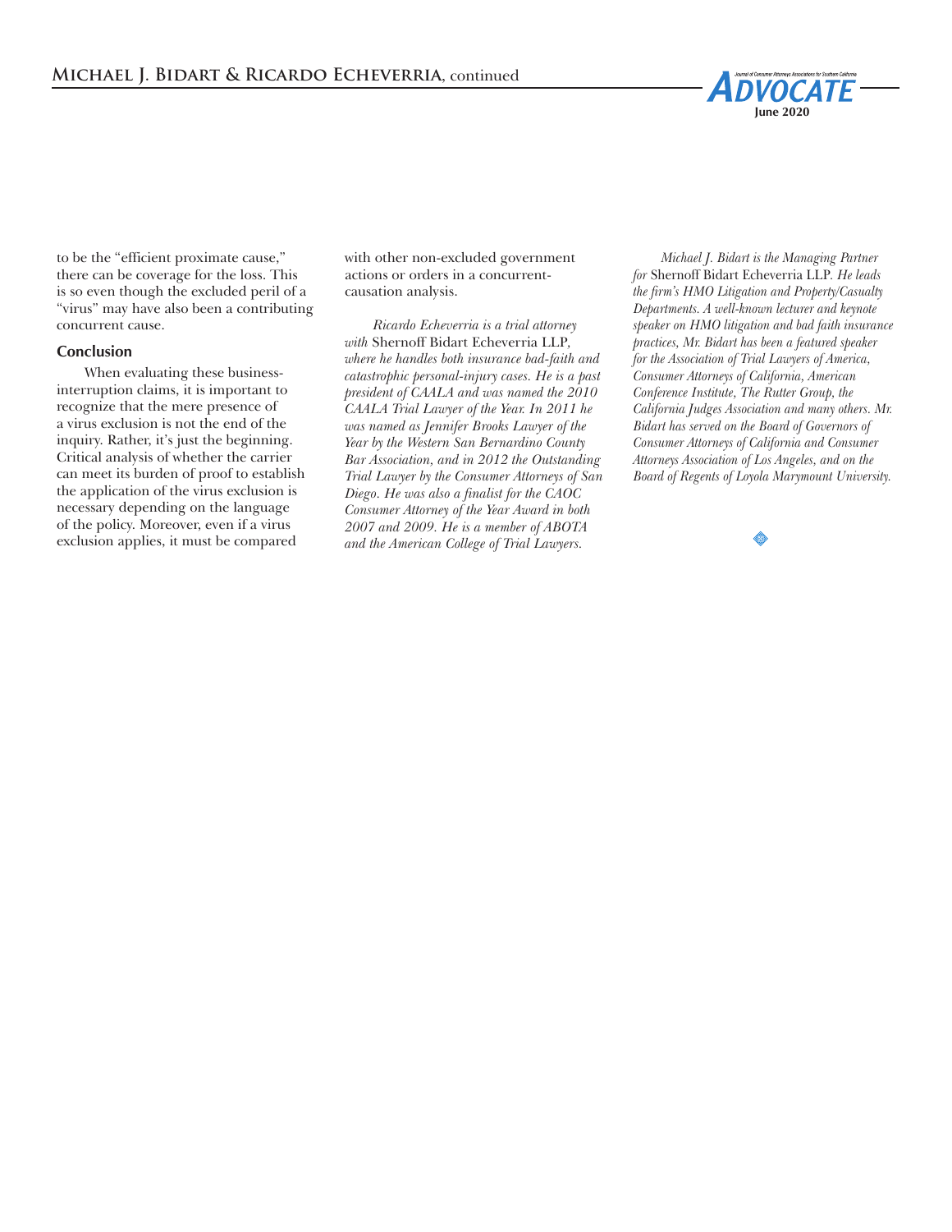to be the "efficient proximate cause," there can be coverage for the loss. This is so even though the excluded peril of a "virus" may have also been a contributing concurrent cause.

## Conclusion

When evaluating these business-interruption claims, it is important to recognize that the mere presence of a virus exclusion is not the end of the inquiry. Rather, it's just the beginning. Critical analysis of whether the carrier can meet its burden of proof to establish the application of the virus exclusion is necessary depending on the language of the policy. Moreover, even if a virus exclusion applies, it must be compared with other non-excluded government actions or orders in a concurrent-causation analysis.

*Ricardo Echeverria is a trial attorney with* Shernoff Bidart Echeverria LLP, *where he handles both insurance bad-faith and catastrophic personal-injury cases. He is a past president of CAALA and was named the 2010 CAALA Trial Lawyer of the Year. In 2011 he was named as Jennifer Brooks Lawyer of the Year by the Western San Bernardino County Bar Association, and in 2012 the Outstanding Trial Lawyer by the Consumer Attorneys of San Diego. He was also a finalist for the CAOC Consumer Attorney of the Year Award in both 2007 and 2009. He is a member of ABOTA and the American College of Trial Lawyers.*

*Michael J. Bidart is the Managing Partner for* Shernoff Bidart Echeverria LLP. *He leads the firm's HMO Litigation and Property/Casualty Departments. A well-known lecturer and keynote speaker on HMO litigation and bad faith insurance practices, Mr. Bidart has been a featured speaker for the Association of Trial Lawyers of America, Consumer Attorneys of California, American Conference Institute, The Rutter Group, the California Judges Association and many others. Mr. Bidart has served on the Board of Governors of Consumer Attorneys of California and Consumer Attorneys Association of Los Angeles, and on the Board of Regents of Loyola Marymount University.*